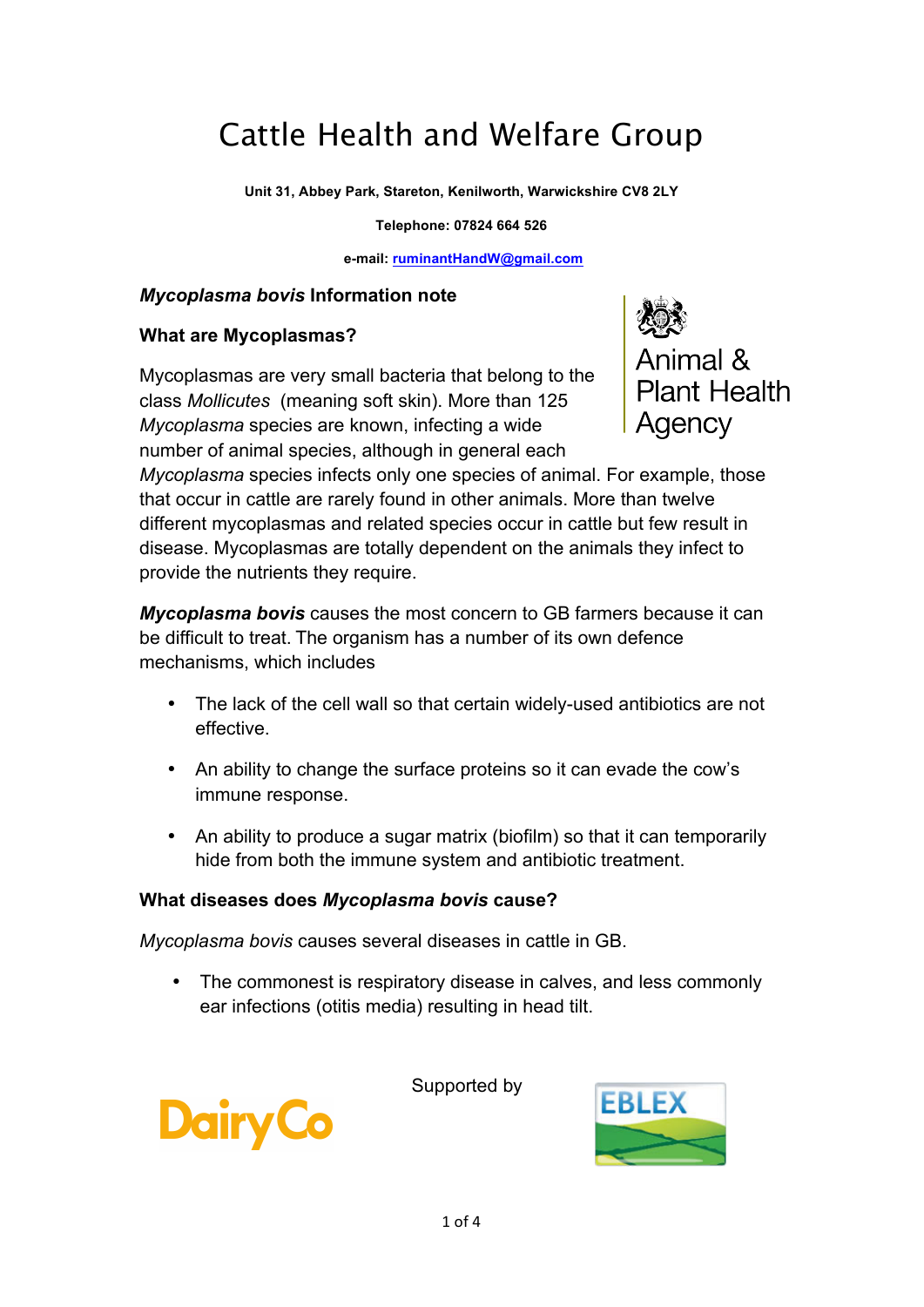# Cattle Health and Welfare Group

**Unit 31, Abbey Park, Stareton, Kenilworth, Warwickshire CV8 2LY**

**Telephone: 07824 664 526**

**e-mail: [ruminantHandW@gmail.com](mailto:ruminantHandW@gmail.com)**

Animal & Plant Health Agency

## ***Mycoplasma bovis*** **Information note**

### What are Mycoplasmas?

Mycoplasmas are very small bacteria that belong to the class *Mollicutes* (meaning soft skin). More than 125 *Mycoplasma* species are known, infecting a wide number of animal species, although in general each *Mycoplasma* species infects only one species of animal. For example, those that occur in cattle are rarely found in other animals. More than twelve different mycoplasmas and related species occur in cattle but few result in disease. Mycoplasmas are totally dependent on the animals they infect to provide the nutrients they require.

***Mycoplasma bovis*** causes the most concern to GB farmers because it can be difficult to treat. The organism has a number of its own defence mechanisms, which includes

- The lack of the cell wall so that certain widely-used antibiotics are not effective.
- An ability to change the surface proteins so it can evade the cow's immune response.
- An ability to produce a sugar matrix (biofilm) so that it can temporarily hide from both the immune system and antibiotic treatment.

### What diseases does *Mycoplasma bovis* cause?

*Mycoplasma bovis* causes several diseases in cattle in GB.

- The commonest is respiratory disease in calves, and less commonly ear infections (otitis media) resulting in head tilt.

DairyCo

Supported by

EBLEX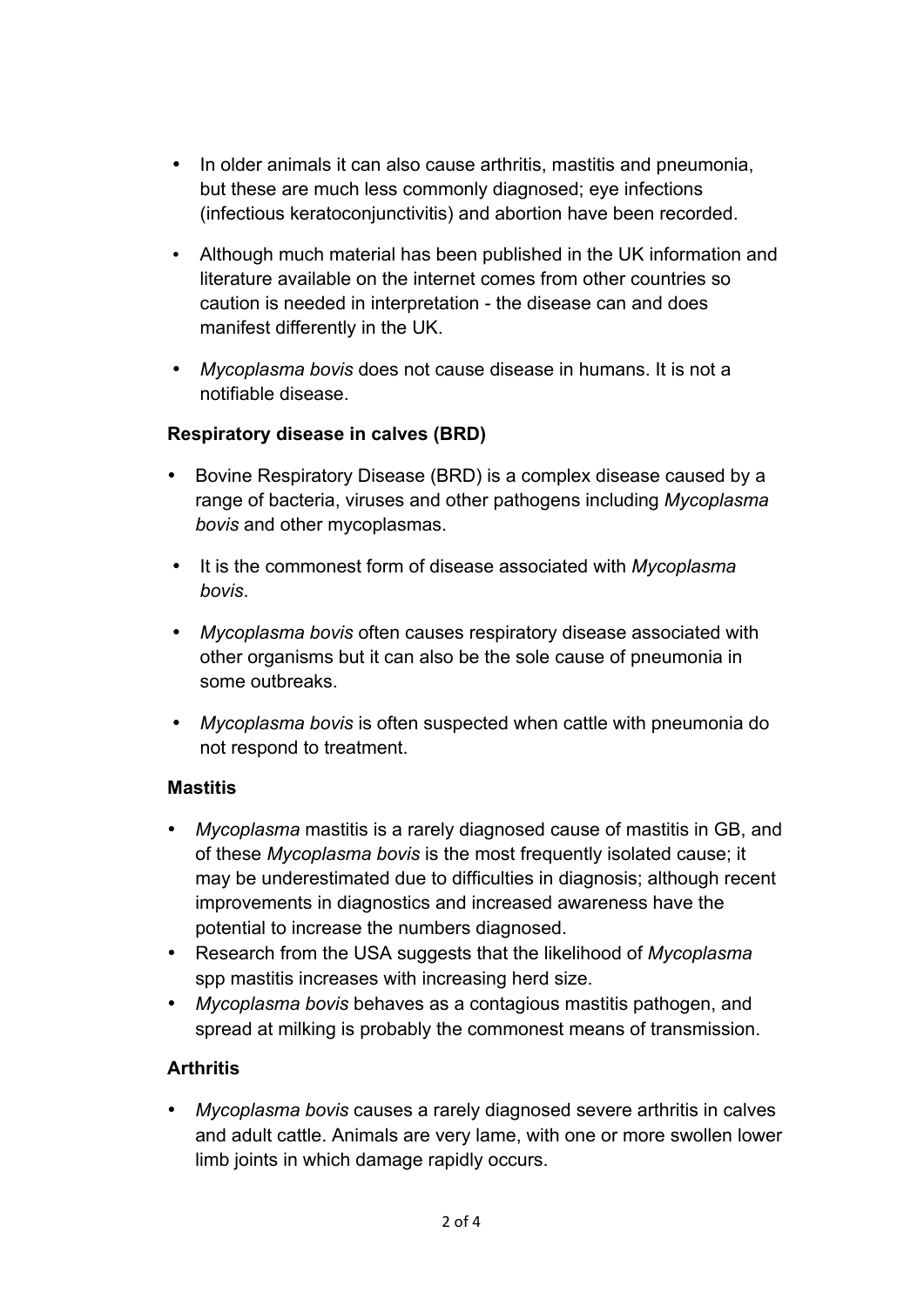- In older animals it can also cause arthritis, mastitis and pneumonia, but these are much less commonly diagnosed; eye infections (infectious keratoconjunctivitis) and abortion have been recorded.
- Although much material has been published in the UK information and literature available on the internet comes from other countries so caution is needed in interpretation - the disease can and does manifest differently in the UK.
- *Mycoplasma bovis* does not cause disease in humans. It is not a notifiable disease.

**Respiratory disease in calves (BRD)**

- Bovine Respiratory Disease (BRD) is a complex disease caused by a range of bacteria, viruses and other pathogens including *Mycoplasma bovis* and other mycoplasmas.
- It is the commonest form of disease associated with *Mycoplasma bovis*.
- *Mycoplasma bovis* often causes respiratory disease associated with other organisms but it can also be the sole cause of pneumonia in some outbreaks.
- *Mycoplasma bovis* is often suspected when cattle with pneumonia do not respond to treatment.

**Mastitis**

- *Mycoplasma* mastitis is a rarely diagnosed cause of mastitis in GB, and of these *Mycoplasma bovis* is the most frequently isolated cause; it may be underestimated due to difficulties in diagnosis; although recent improvements in diagnostics and increased awareness have the potential to increase the numbers diagnosed.
- Research from the USA suggests that the likelihood of *Mycoplasma* spp mastitis increases with increasing herd size.
- *Mycoplasma bovis* behaves as a contagious mastitis pathogen, and spread at milking is probably the commonest means of transmission.

**Arthritis**

- *Mycoplasma bovis* causes a rarely diagnosed severe arthritis in calves and adult cattle. Animals are very lame, with one or more swollen lower limb joints in which damage rapidly occurs.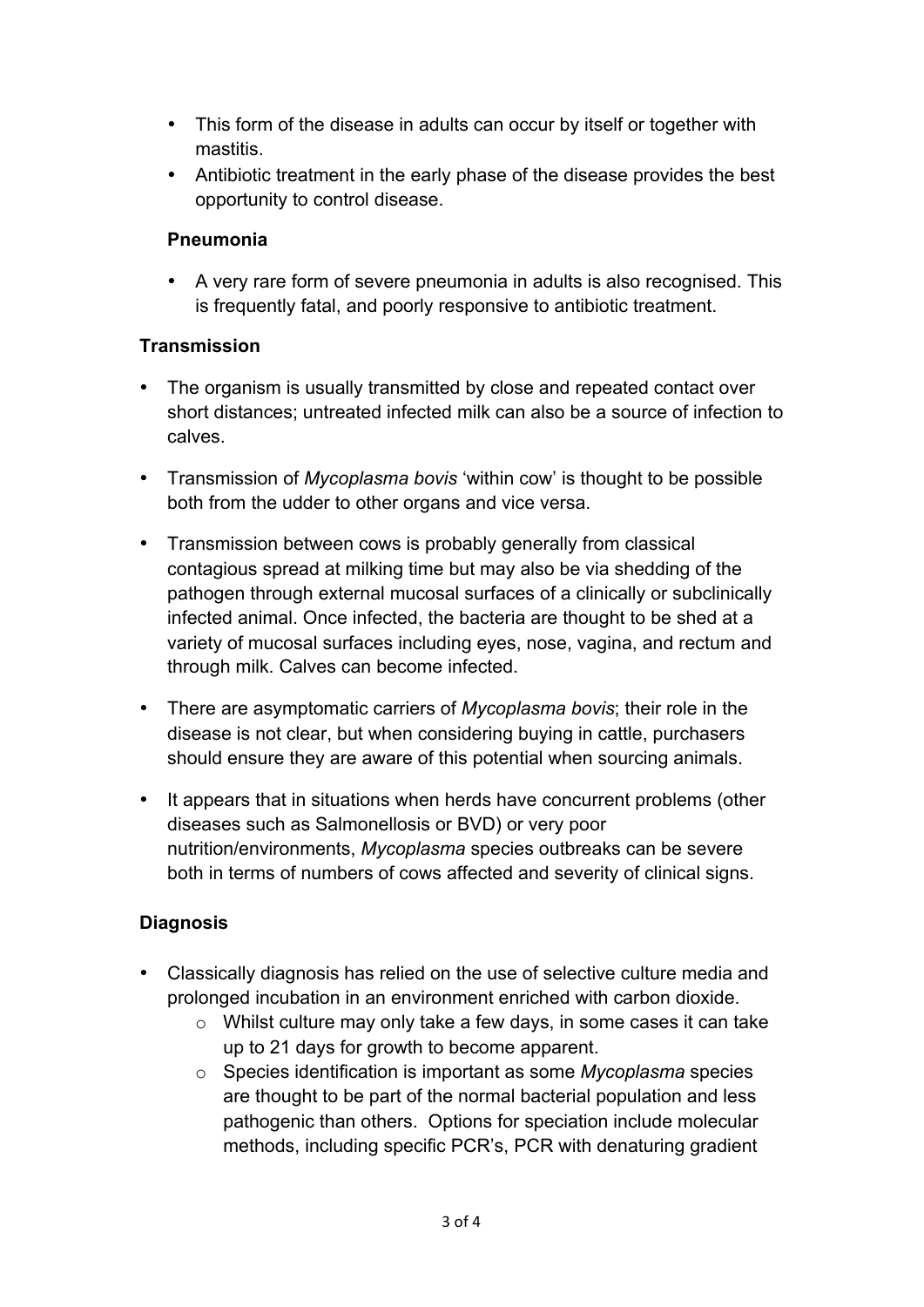- This form of the disease in adults can occur by itself or together with mastitis.
- Antibiotic treatment in the early phase of the disease provides the best opportunity to control disease.

### Pneumonia

- A very rare form of severe pneumonia in adults is also recognised. This is frequently fatal, and poorly responsive to antibiotic treatment.

## Transmission

- The organism is usually transmitted by close and repeated contact over short distances; untreated infected milk can also be a source of infection to calves.

- Transmission of *Mycoplasma bovis* 'within cow' is thought to be possible both from the udder to other organs and vice versa.

- Transmission between cows is probably generally from classical contagious spread at milking time but may also be via shedding of the pathogen through external mucosal surfaces of a clinically or subclinically infected animal. Once infected, the bacteria are thought to be shed at a variety of mucosal surfaces including eyes, nose, vagina, and rectum and through milk. Calves can become infected.

- There are asymptomatic carriers of *Mycoplasma bovis*; their role in the disease is not clear, but when considering buying in cattle, purchasers should ensure they are aware of this potential when sourcing animals.

- It appears that in situations when herds have concurrent problems (other diseases such as Salmonellosis or BVD) or very poor nutrition/environments, *Mycoplasma* species outbreaks can be severe both in terms of numbers of cows affected and severity of clinical signs.

## Diagnosis

- Classically diagnosis has relied on the use of selective culture media and prolonged incubation in an environment enriched with carbon dioxide.
    - Whilst culture may only take a few days, in some cases it can take up to 21 days for growth to become apparent.
    - Species identification is important as some *Mycoplasma* species are thought to be part of the normal bacterial population and less pathogenic than others. Options for speciation include molecular methods, including specific PCR's, PCR with denaturing gradient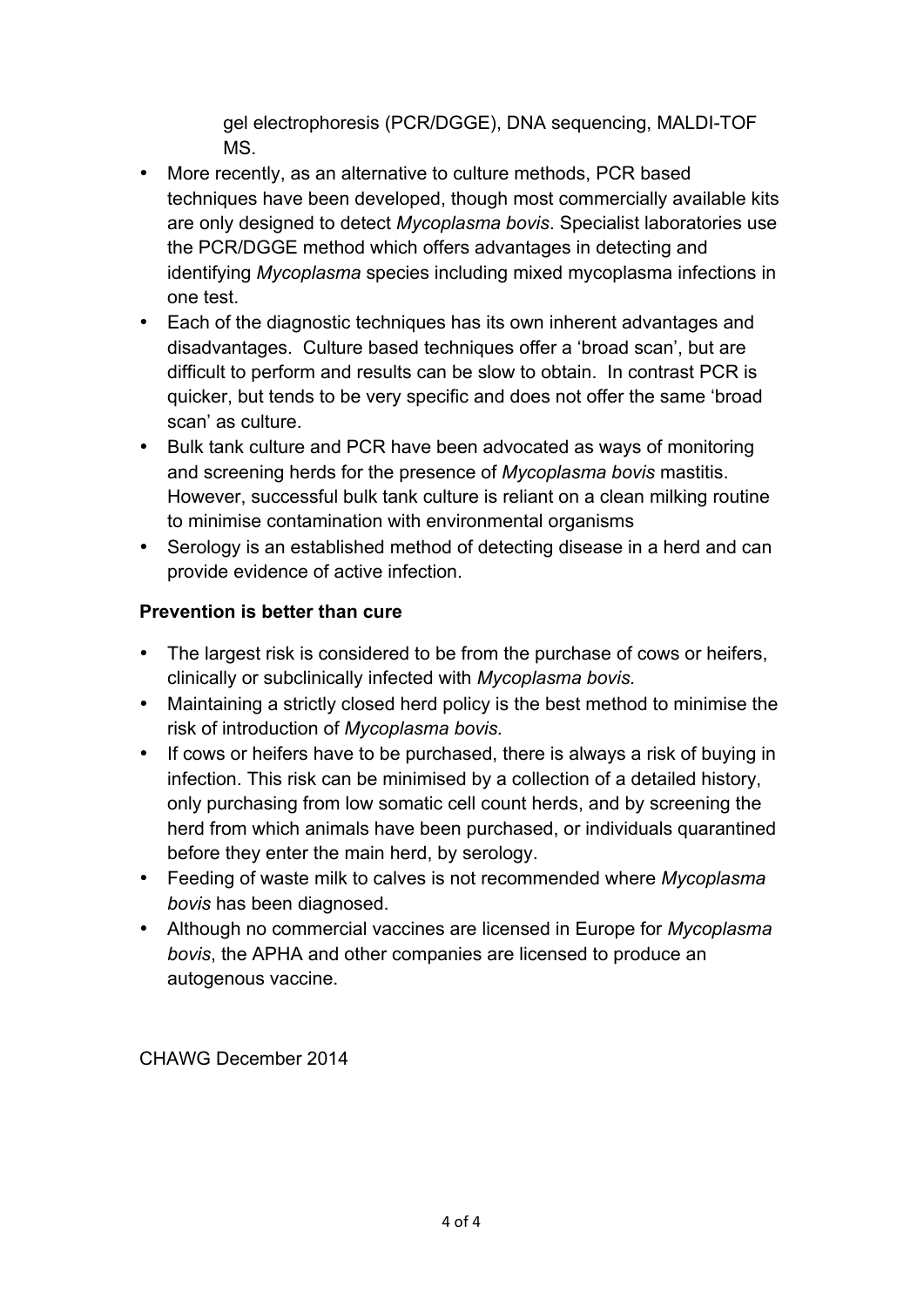gel electrophoresis (PCR/DGGE), DNA sequencing, MALDI-TOF MS.

- More recently, as an alternative to culture methods, PCR based techniques have been developed, though most commercially available kits are only designed to detect *Mycoplasma bovis*. Specialist laboratories use the PCR/DGGE method which offers advantages in detecting and identifying *Mycoplasma* species including mixed mycoplasma infections in one test.
- Each of the diagnostic techniques has its own inherent advantages and disadvantages. Culture based techniques offer a 'broad scan', but are difficult to perform and results can be slow to obtain. In contrast PCR is quicker, but tends to be very specific and does not offer the same 'broad scan' as culture.
- Bulk tank culture and PCR have been advocated as ways of monitoring and screening herds for the presence of *Mycoplasma bovis* mastitis. However, successful bulk tank culture is reliant on a clean milking routine to minimise contamination with environmental organisms
- Serology is an established method of detecting disease in a herd and can provide evidence of active infection.

**Prevention is better than cure**

- The largest risk is considered to be from the purchase of cows or heifers, clinically or subclinically infected with *Mycoplasma bovis.*
- Maintaining a strictly closed herd policy is the best method to minimise the risk of introduction of *Mycoplasma bovis.*
- If cows or heifers have to be purchased, there is always a risk of buying in infection. This risk can be minimised by a collection of a detailed history, only purchasing from low somatic cell count herds, and by screening the herd from which animals have been purchased, or individuals quarantined before they enter the main herd, by serology.
- Feeding of waste milk to calves is not recommended where *Mycoplasma bovis* has been diagnosed.
- Although no commercial vaccines are licensed in Europe for *Mycoplasma bovis*, the APHA and other companies are licensed to produce an autogenous vaccine.

CHAWG December 2014